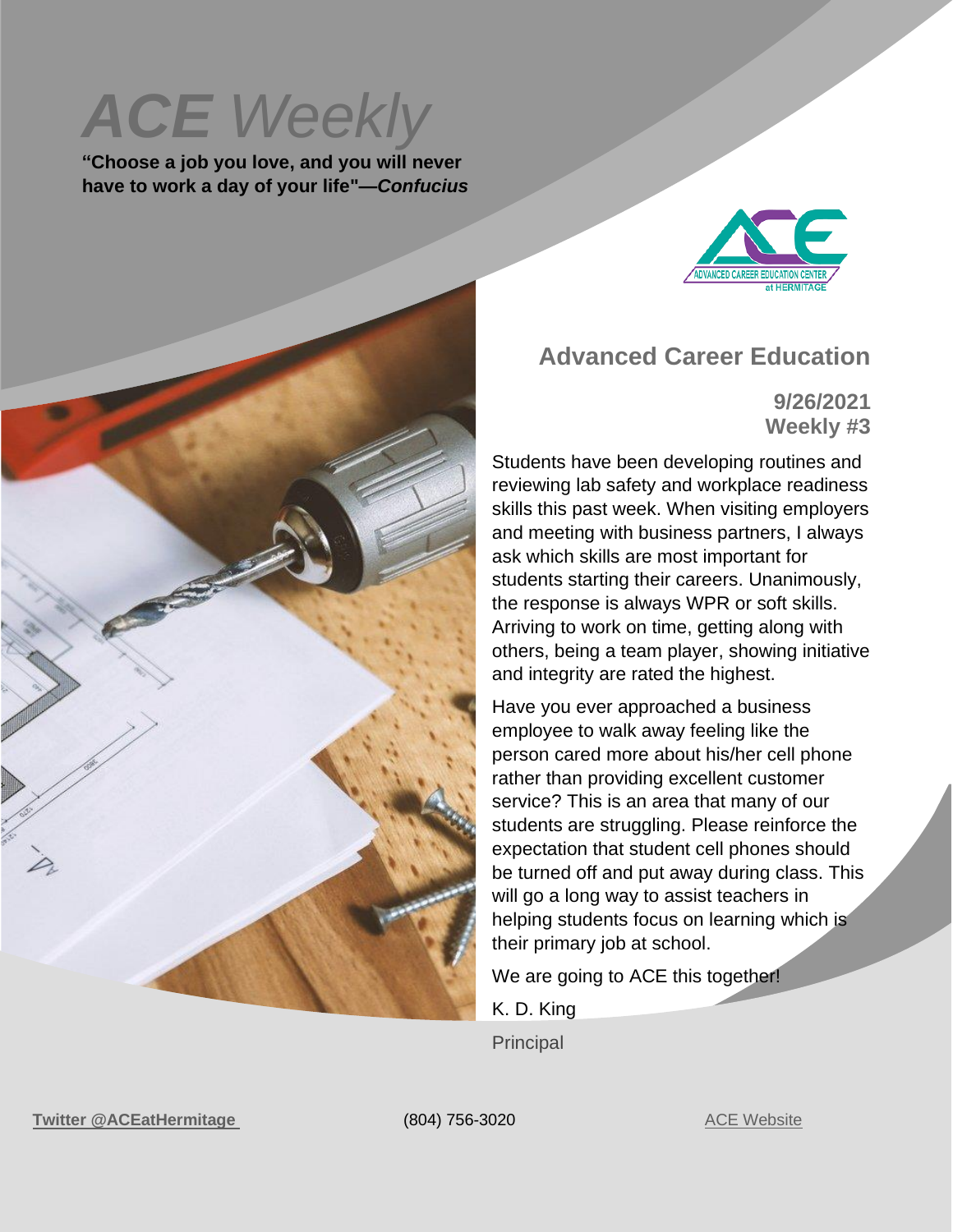# *ACE Weekly*

**"Choose a job you love, and you will never have to work a day of your life"—*Confucius***

ADVANCED CAREER EDUCATION CENTER at HERMITAGE

## Advanced Career Education

**9/26/2021**
**Weekly #3**

Students have been developing routines and reviewing lab safety and workplace readiness skills this past week. When visiting employers and meeting with business partners, I always ask which skills are most important for students starting their careers. Unanimously, the response is always WPR or soft skills. Arriving to work on time, getting along with others, being a team player, showing initiative and integrity are rated the highest.

Have you ever approached a business employee to walk away feeling like the person cared more about his/her cell phone rather than providing excellent customer service? This is an area that many of our students are struggling. Please reinforce the expectation that student cell phones should be turned off and put away during class. This will go a long way to assist teachers in helping students focus on learning which is their primary job at school.

We are going to ACE this together!

K. D. King

Principal

**Twitter @ACEatHermitage** (804) 756-3020 ACE Website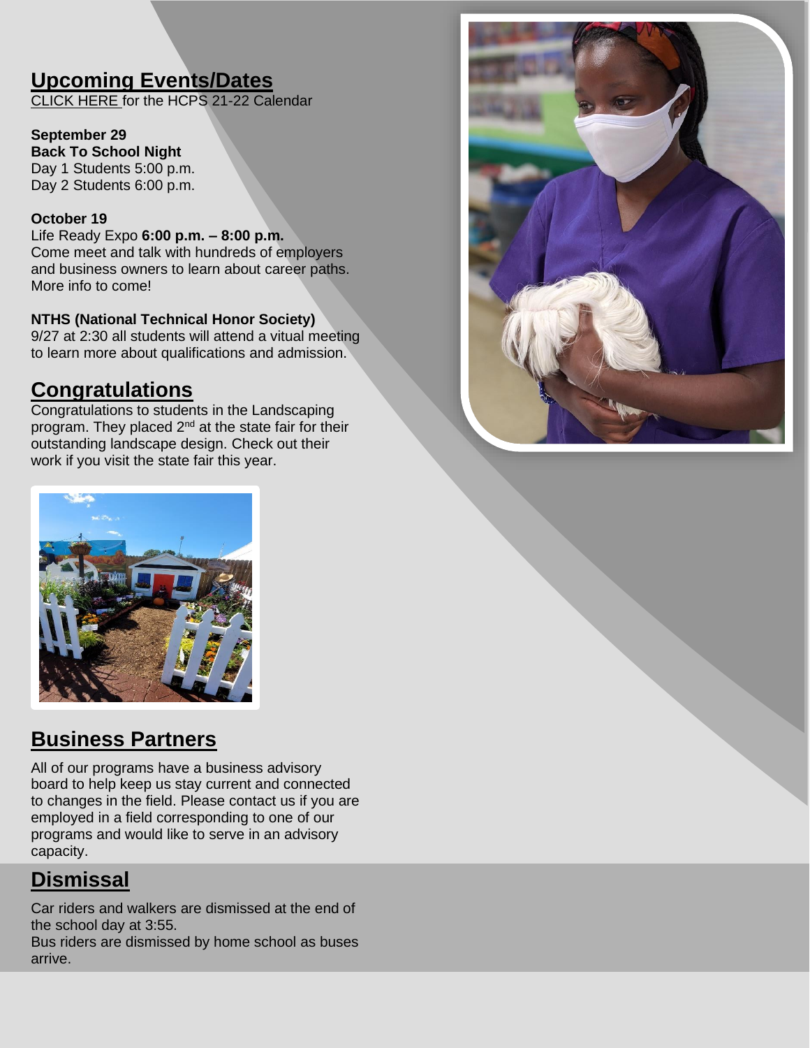## Upcoming Events/Dates

CLICK HERE for the HCPS 21-22 Calendar

**September 29**
**Back To School Night**
Day 1 Students 5:00 p.m.
Day 2 Students 6:00 p.m.

**October 19**
Life Ready Expo **6:00 p.m. – 8:00 p.m.**
Come meet and talk with hundreds of employers and business owners to learn about career paths. More info to come!

**NTHS (National Technical Honor Society)**
9/27 at 2:30 all students will attend a vitual meeting to learn more about qualifications and admission.

## Congratulations

Congratulations to students in the Landscaping program. They placed 2nd at the state fair for their outstanding landscape design. Check out their work if you visit the state fair this year.

## Business Partners

All of our programs have a business advisory board to help keep us stay current and connected to changes in the field. Please contact us if you are employed in a field corresponding to one of our programs and would like to serve in an advisory capacity.

## Dismissal

Car riders and walkers are dismissed at the end of the school day at 3:55.
Bus riders are dismissed by home school as buses arrive.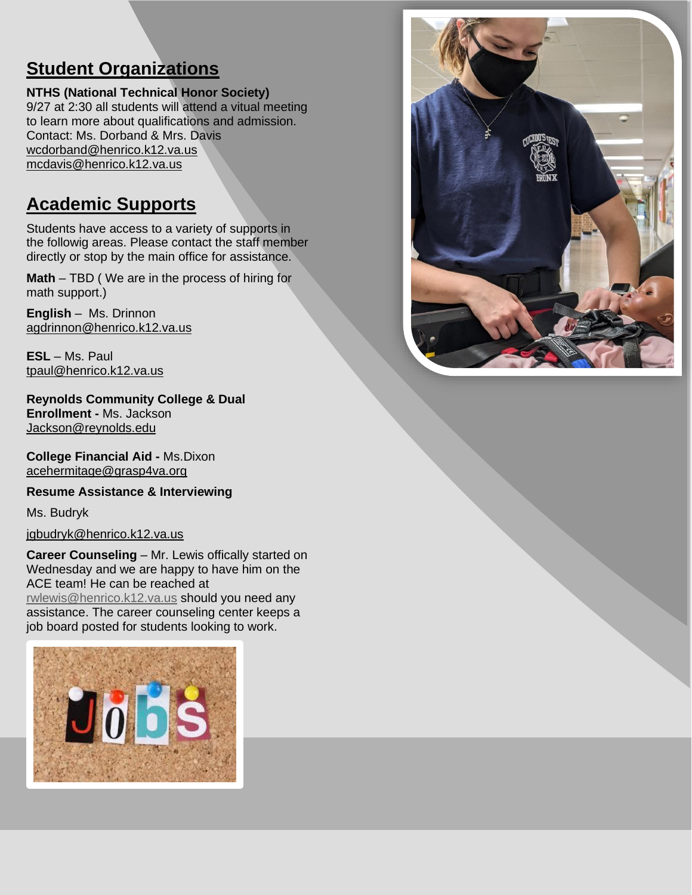## Student Organizations

**NTHS (National Technical Honor Society)**
9/27 at 2:30 all students will attend a vitual meeting to learn more about qualifications and admission.
Contact: Ms. Dorband & Mrs. Davis
wcdorband@henrico.k12.va.us
mcdavis@henrico.k12.va.us

## Academic Supports

Students have access to a variety of supports in the followig areas. Please contact the staff member directly or stop by the main office for assistance.

**Math** – TBD ( We are in the process of hiring for math support.)

**English** – Ms. Drinnon
agdrinnon@henrico.k12.va.us

**ESL** – Ms. Paul
tpaul@henrico.k12.va.us

**Reynolds Community College & Dual Enrollment -** Ms. Jackson
Jackson@reynolds.edu

**College Financial Aid -** Ms.Dixon
acehermitage@grasp4va.org

**Resume Assistance & Interviewing**

Ms. Budryk

jgbudryk@henrico.k12.va.us

**Career Counseling** – Mr. Lewis offically started on Wednesday and we are happy to have him on the ACE team! He can be reached at rwlewis@henrico.k12.va.us should you need any assistance. The career counseling center keeps a job board posted for students looking to work.